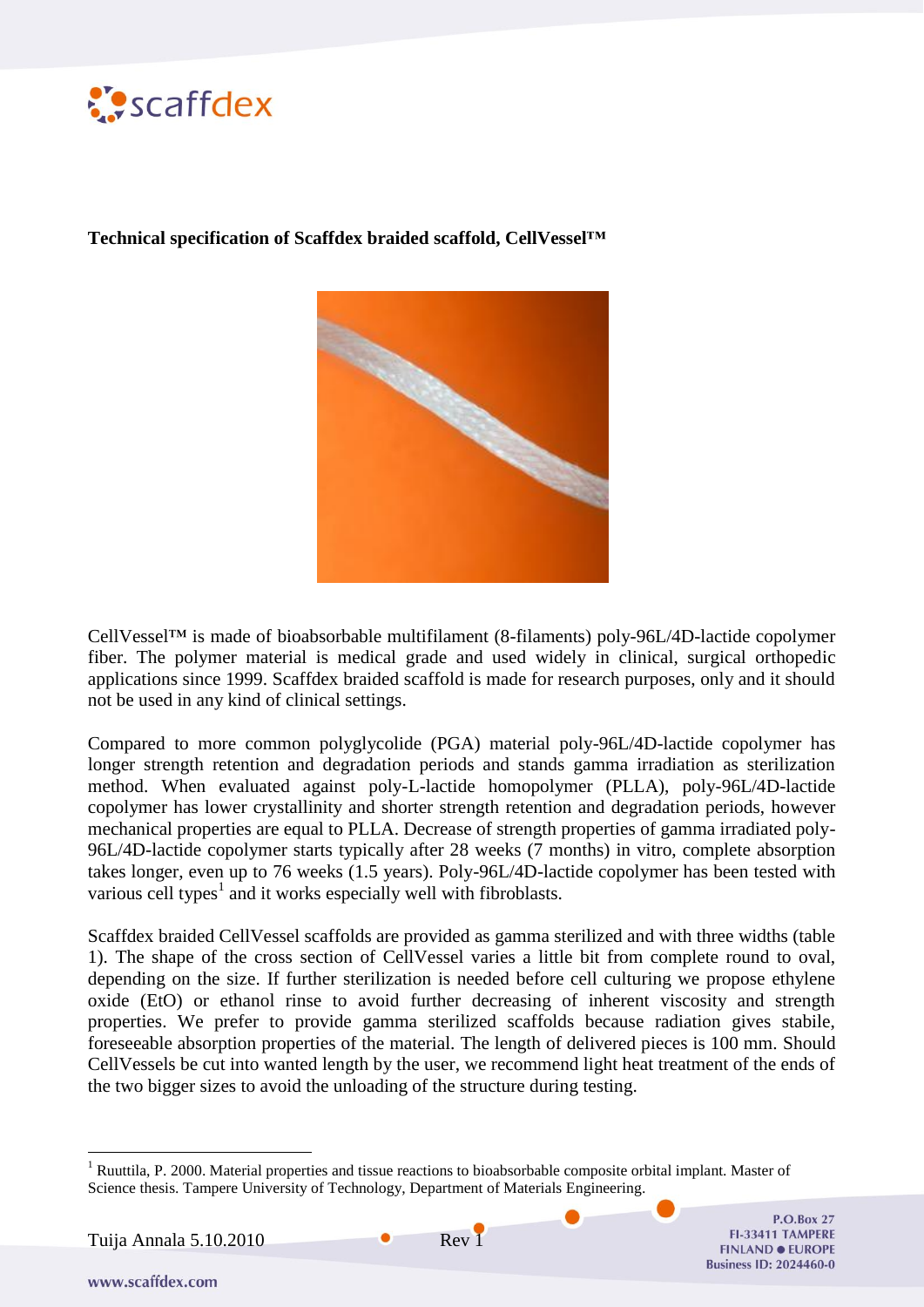**Technical specification of Scaffdex braided scaffold, CellVessel™**

CellVessel™ is made of bioabsorbable multifilament (8-filaments) poly-96L/4D-lactide copolymer fiber. The polymer material is medical grade and used widely in clinical, surgical orthopedic applications since 1999. Scaffdex braided scaffold is made for research purposes, only and it should not be used in any kind of clinical settings.

Compared to more common polyglycolide (PGA) material poly-96L/4D-lactide copolymer has longer strength retention and degradation periods and stands gamma irradiation as sterilization method. When evaluated against poly-L-lactide homopolymer (PLLA), poly-96L/4D-lactide copolymer has lower crystallinity and shorter strength retention and degradation periods, however mechanical properties are equal to PLLA. Decrease of strength properties of gamma irradiated poly-96L/4D-lactide copolymer starts typically after 28 weeks (7 months) in vitro, complete absorption takes longer, even up to 76 weeks (1.5 years). Poly-96L/4D-lactide copolymer has been tested with various cell types[1] and it works especially well with fibroblasts.

Scaffdex braided CellVessel scaffolds are provided as gamma sterilized and with three widths (table 1). The shape of the cross section of CellVessel varies a little bit from complete round to oval, depending on the size. If further sterilization is needed before cell culturing we propose ethylene oxide (EtO) or ethanol rinse to avoid further decreasing of inherent viscosity and strength properties. We prefer to provide gamma sterilized scaffolds because radiation gives stabile, foreseeable absorption properties of the material. The length of delivered pieces is 100 mm. Should CellVessels be cut into wanted length by the user, we recommend light heat treatment of the ends of the two bigger sizes to avoid the unloading of the structure during testing.

[1] Ruuttila, P. 2000. Material properties and tissue reactions to bioabsorbable composite orbital implant. Master of Science thesis. Tampere University of Technology, Department of Materials Engineering.

Tuija Annala 5.10.2010 Rev 1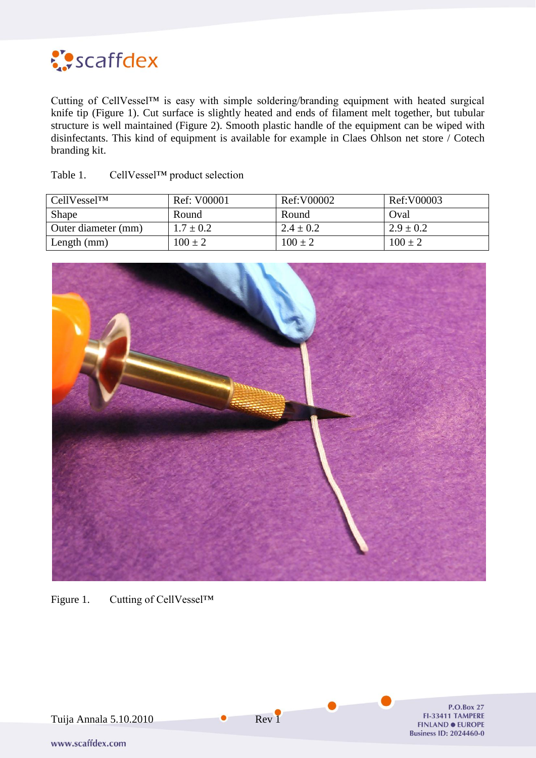Cutting of CellVessel™ is easy with simple soldering/branding equipment with heated surgical knife tip (Figure 1). Cut surface is slightly heated and ends of filament melt together, but tubular structure is well maintained (Figure 2). Smooth plastic handle of the equipment can be wiped with disinfectants. This kind of equipment is available for example in Claes Ohlson net store / Cotech branding kit.

Table 1. CellVessel™ product selection

| CellVessel™ | Ref: V00001 | Ref:V00002 | Ref:V00003 |
| --- | --- | --- | --- |
| Shape | Round | Round | Oval |
| Outer diameter (mm) | $1.7 \pm 0.2$ | $2.4 \pm 0.2$ | $2.9 \pm 0.2$ |
| Length (mm) | $100 \pm 2$ | $100 \pm 2$ | $100 \pm 2$ |

Figure 1. Cutting of CellVessel™

Tuija Annala 5.10.2010 Rev 1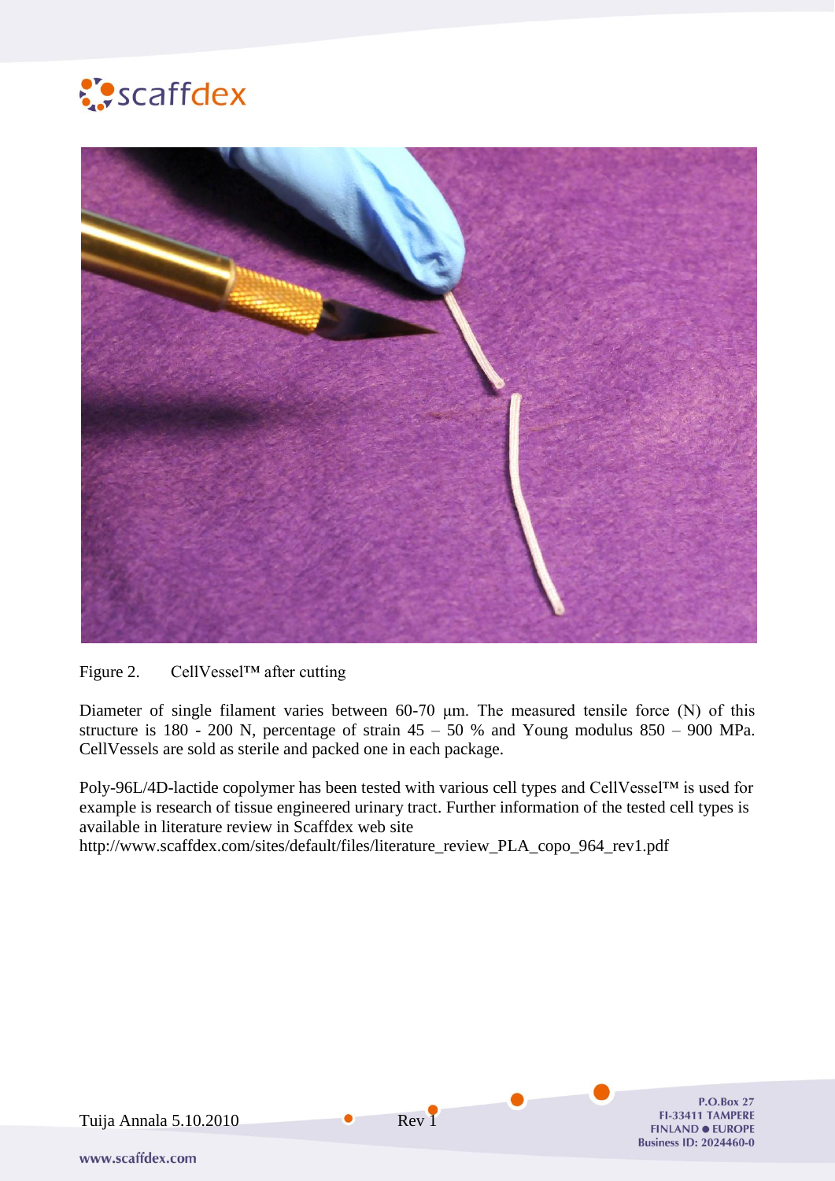Figure 2. CellVessel™ after cutting

Diameter of single filament varies between 60-70 μm. The measured tensile force (N) of this structure is 180 - 200 N, percentage of strain 45 – 50 % and Young modulus 850 – 900 MPa. CellVessels are sold as sterile and packed one in each package.

Poly-96L/4D-lactide copolymer has been tested with various cell types and CellVessel™ is used for example is research of tissue engineered urinary tract. Further information of the tested cell types is available in literature review in Scaffdex web site http://www.scaffdex.com/sites/default/files/literature_review_PLA_copo_964_rev1.pdf